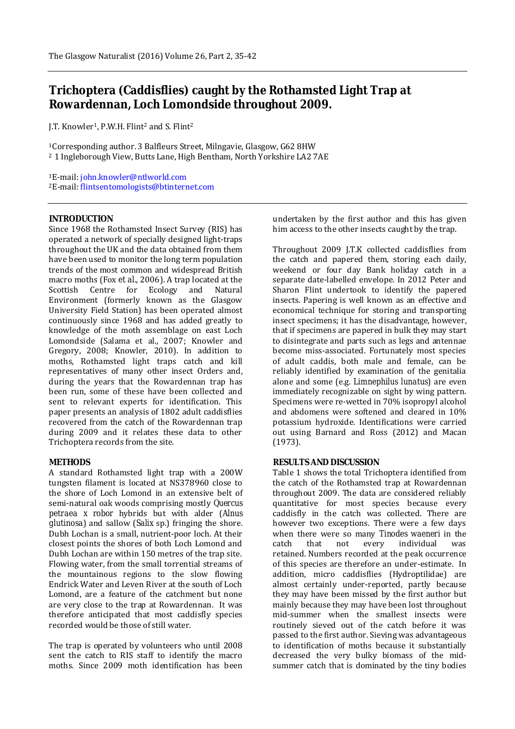# Trichoptera (Caddisflies) caught by the Rothamsted Light Trap at Rowardennan, Loch Lomondside throughout 2009.

J.T. Knowler[1], P.W.H. Flint[2] and S. Flint[2]

[1]Corresponding author. 3 Balfleurs Street, Milngavie, Glasgow, G62 8HW
[2] 1 Ingleborough View, Butts Lane, High Bentham, North Yorkshire LA2 7AE

[1]E-mail: john.knowler@ntlworld.com
[2]E-mail: flintsentomologists@btinternet.com

## INTRODUCTION

Since 1968 the Rothamsted Insect Survey (RIS) has operated a network of specially designed light-traps throughout the UK and the data obtained from them have been used to monitor the long term population trends of the most common and widespread British macro moths (Fox *et al*., 2006). A trap located at the Scottish Centre for Ecology and Natural Environment (formerly known as the Glasgow University Field Station) has been operated almost continuously since 1968 and has added greatly to knowledge of the moth assemblage on east Loch Lomondside (Salama et al., 2007; Knowler and Gregory, 2008; Knowler, 2010). In addition to moths, Rothamsted light traps catch and kill representatives of many other insect Orders and, during the years that the Rowardennan trap has been run, some of these have been collected and sent to relevant experts for identification. This paper presents an analysis of 1802 adult caddisflies recovered from the catch of the Rowardennan trap during 2009 and it relates these data to other Trichoptera records from the site.

## METHODS

A standard Rothamsted light trap with a 200W tungsten filament is located at NS378960 close to the shore of Loch Lomond in an extensive belt of semi-natural oak woods comprising mostly *Quercus petraea x robor* hybrids but with alder (*Alnus glutinosa*) and sallow (*Salix* sp.) fringing the shore. Dubh Lochan is a small, nutrient-poor loch. At their closest points the shores of both Loch Lomond and Dubh Lochan are within 150 metres of the trap site. Flowing water, from the small torrential streams of the mountainous regions to the slow flowing Endrick Water and Leven River at the south of Loch Lomond, are a feature of the catchment but none are very close to the trap at Rowardennan. It was therefore anticipated that most caddisfly species recorded would be those of still water.

The trap is operated by volunteers who until 2008 sent the catch to RIS staff to identify the macro moths. Since 2009 moth identification has been undertaken by the first author and this has given him access to the other insects caught by the trap.

Throughout 2009 J.T.K collected caddisflies from the catch and papered them, storing each daily, weekend or four day Bank holiday catch in a separate date-labelled envelope. In 2012 Peter and Sharon Flint undertook to identify the papered insects. Papering is well known as an effective and economical technique for storing and transporting insect specimens; it has the disadvantage, however, that if specimens are papered in bulk they may start to disintegrate and parts such as legs and antennae become miss-associated. Fortunately most species of adult caddis, both male and female, can be reliably identified by examination of the genitalia alone and some (e.g. *Limnephilus lunatus*) are even immediately recognizable on sight by wing pattern. Specimens were re-wetted in 70% isopropyl alcohol and abdomens were softened and cleared in 10% potassium hydroxide. Identifications were carried out using Barnard and Ross (2012) and Macan (1973).

## RESULTS AND DISCUSSION

Table 1 shows the total Trichoptera identified from the catch of the Rothamsted trap at Rowardennan throughout 2009. The data are considered reliably quantitative for most species because every caddisfly in the catch was collected. There are however two exceptions. There were a few days when there were so many *Tinodes waeneri* in the catch that not every individual was retained. Numbers recorded at the peak occurrence of this species are therefore an under-estimate. In addition, micro caddisflies (Hydroptilidae) are almost certainly under-reported, partly because they may have been missed by the first author but mainly because they may have been lost throughout mid-summer when the smallest insects were routinely sieved out of the catch before it was passed to the first author. Sieving was advantageous to identification of moths because it substantially decreased the very bulky biomass of the mid-summer catch that is dominated by the tiny bodies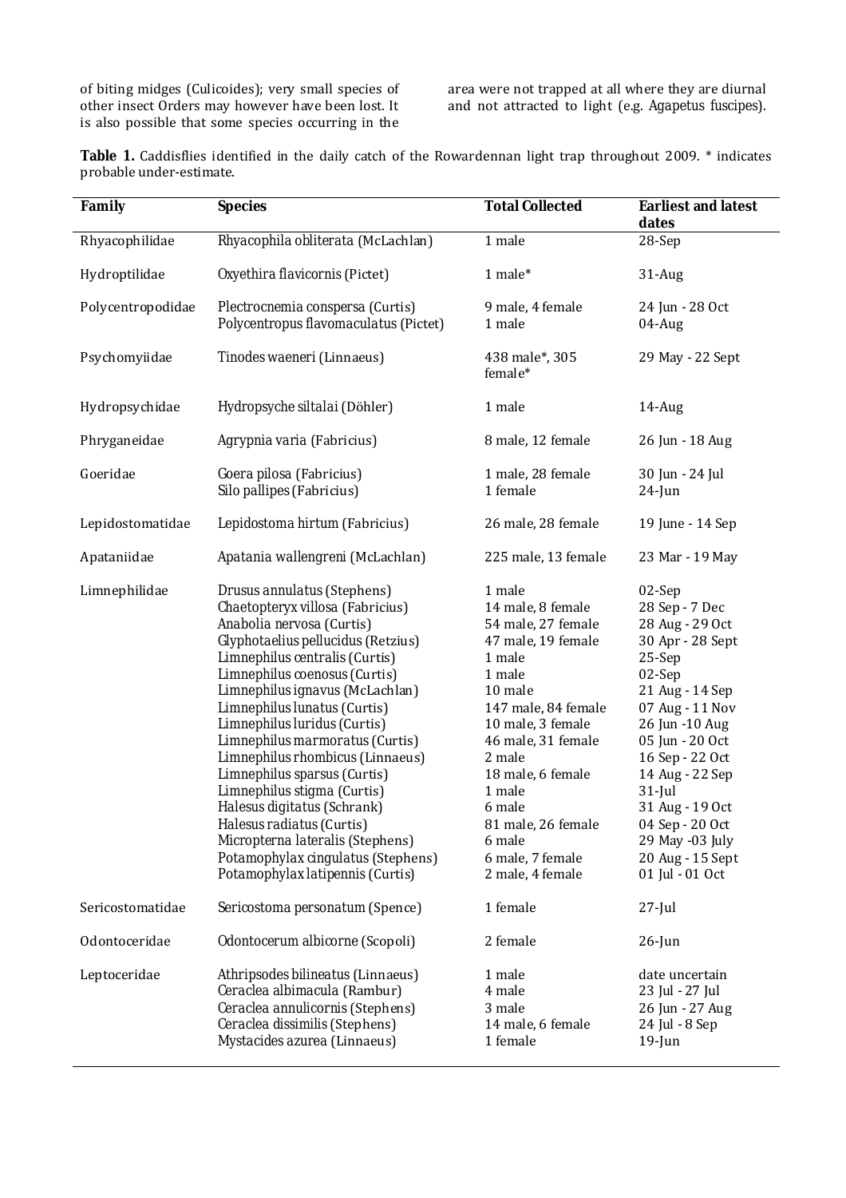of biting midges (Culicoides); very small species of other insect Orders may however have been lost. It is also possible that some species occurring in the area were not trapped at all where they are diurnal and not attracted to light (e.g. Agapetus fuscipes).

**Table 1.** Caddisflies identified in the daily catch of the Rowardennan light trap throughout 2009. * indicates probable under-estimate.

| Family | Species | Total Collected | Earliest and latest dates |
|---|---|---|---|
| Rhyacophilidae | Rhyacophila obliterata (McLachlan) | 1 male | 28-Sep |
| Hydroptilidae | Oxyethira flavicornis (Pictet) | 1 male* | 31-Aug |
| Polycentropodidae | Plectrocnemia conspersa (Curtis) | 9 male, 4 female | 24 Jun - 28 Oct |
| | Polycentropus flavomaculatus (Pictet) | 1 male | 04-Aug |
| Psychomyiidae | Tinodes waeneri (Linnaeus) | 438 male*, 305 female* | 29 May - 22 Sept |
| Hydropsychidae | Hydropsyche siltalai (Döhler) | 1 male | 14-Aug |
| Phryganeidae | Agrypnia varia (Fabricius) | 8 male, 12 female | 26 Jun - 18 Aug |
| Goeridae | Goera pilosa (Fabricius) | 1 male, 28 female | 30 Jun - 24 Jul |
| | Silo pallipes (Fabricius) | 1 female | 24-Jun |
| Lepidostomatidae | Lepidostoma hirtum (Fabricius) | 26 male, 28 female | 19 June - 14 Sep |
| Apataniidae | Apatania wallengreni (McLachlan) | 225 male, 13 female | 23 Mar - 19 May |
| Limnephilidae | Drusus annulatus (Stephens) | 1 male | 02-Sep |
| | Chaetopteryx villosa (Fabricius) | 14 male, 8 female | 28 Sep - 7 Dec |
| | Anabolia nervosa (Curtis) | 54 male, 27 female | 28 Aug - 29 Oct |
| | Glyphotaelius pellucidus (Retzius) | 47 male, 19 female | 30 Apr - 28 Sept |
| | Limnephilus centralis (Curtis) | 1 male | 25-Sep |
| | Limnephilus coenosus (Curtis) | 1 male | 02-Sep |
| | Limnephilus ignavus (McLachlan) | 10 male | 21 Aug - 14 Sep |
| | Limnephilus lunatus (Curtis) | 147 male, 84 female | 07 Aug - 11 Nov |
| | Limnephilus luridus (Curtis) | 10 male, 3 female | 26 Jun -10 Aug |
| | Limnephilus marmoratus (Curtis) | 46 male, 31 female | 05 Jun - 20 Oct |
| | Limnephilus rhombicus (Linnaeus) | 2 male | 16 Sep - 22 Oct |
| | Limnephilus sparsus (Curtis) | 18 male, 6 female | 14 Aug - 22 Sep |
| | Limnephilus stigma (Curtis) | 1 male | 31-Jul |
| | Halesus digitatus (Schrank) | 6 male | 31 Aug - 19 Oct |
| | Halesus radiatus (Curtis) | 81 male, 26 female | 04 Sep - 20 Oct |
| | Micropterna lateralis (Stephens) | 6 male | 29 May -03 July |
| | Potamophylax cingulatus (Stephens) | 6 male, 7 female | 20 Aug - 15 Sept |
| | Potamophylax latipennis (Curtis) | 2 male, 4 female | 01 Jul - 01 Oct |
| Sericostomatidae | Sericostoma personatum (Spence) | 1 female | 27-Jul |
| Odontoceridae | Odontocerum albicorne (Scopoli) | 2 female | 26-Jun |
| Leptoceridae | Athripsodes bilineatus (Linnaeus) | 1 male | date uncertain |
| | Ceraclea albimacula (Rambur) | 4 male | 23 Jul - 27 Jul |
| | Ceraclea annulicornis (Stephens) | 3 male | 26 Jun - 27 Aug |
| | Ceraclea dissimilis (Stephens) | 14 male, 6 female | 24 Jul - 8 Sep |
| | Mystacides azurea (Linnaeus) | 1 female | 19-Jun |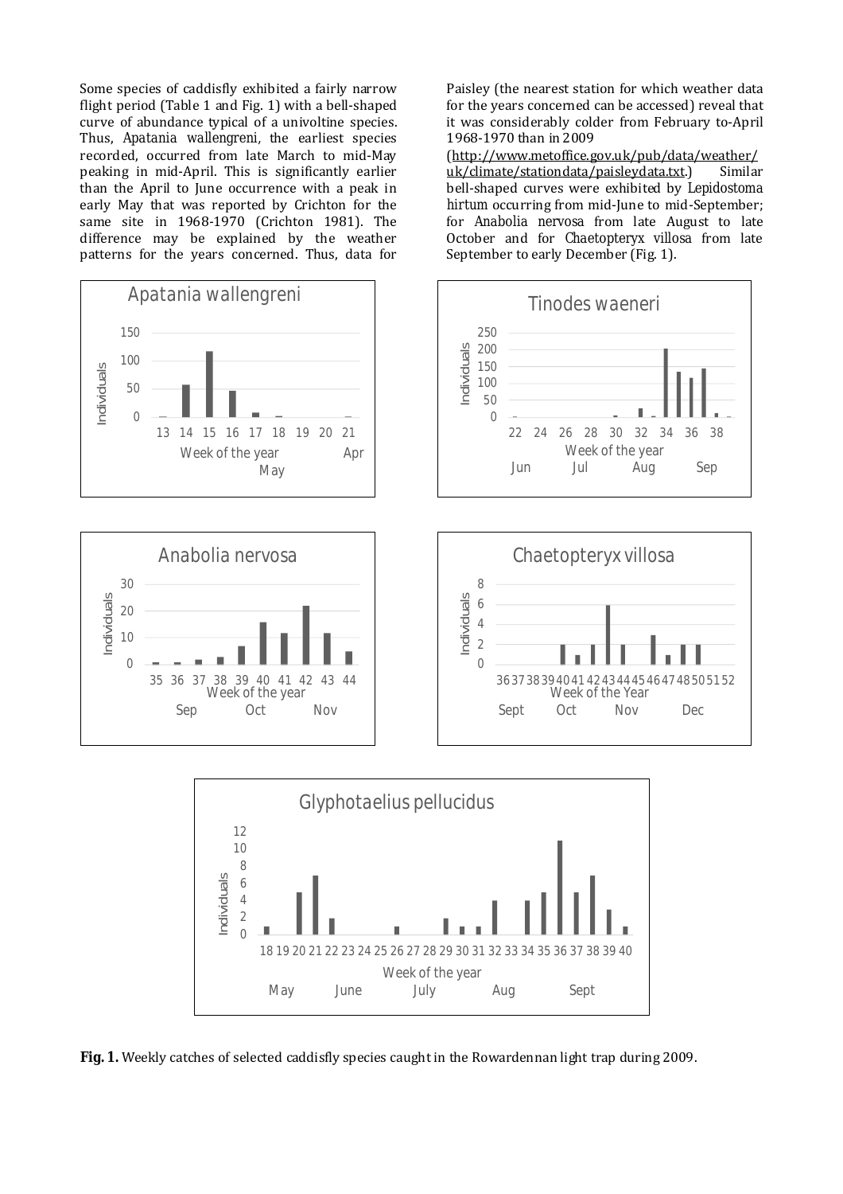Some species of caddisfly exhibited a fairly narrow flight period (Table 1 and Fig. 1) with a bell-shaped curve of abundance typical of a univoltine species. Thus, *Apatania wallengreni*, the earliest species recorded, occurred from late March to mid-May peaking in mid-April. This is significantly earlier than the April to June occurrence with a peak in early May that was reported by Crichton for the same site in 1968-1970 (Crichton 1981). The difference may be explained by the weather patterns for the years concerned. Thus, data for Paisley (the nearest station for which weather data for the years concerned can be accessed) reveal that it was considerably colder from February to-April 1968-1970 than in 2009 (http://www.metoffice.gov.uk/pub/data/weather/uk/climate/stationdata/paisleydata.txt.) Similar bell-shaped curves were exhibited by *Lepidostoma hirtum* occurring from mid-June to mid-September; for *Anabolia nervosa* from late August to late October and for *Chaetopteryx villosa* from late September to early December (Fig. 1).

**Fig. 1.** Weekly catches of selected caddisfly species caught in the Rowardennan light trap during 2009.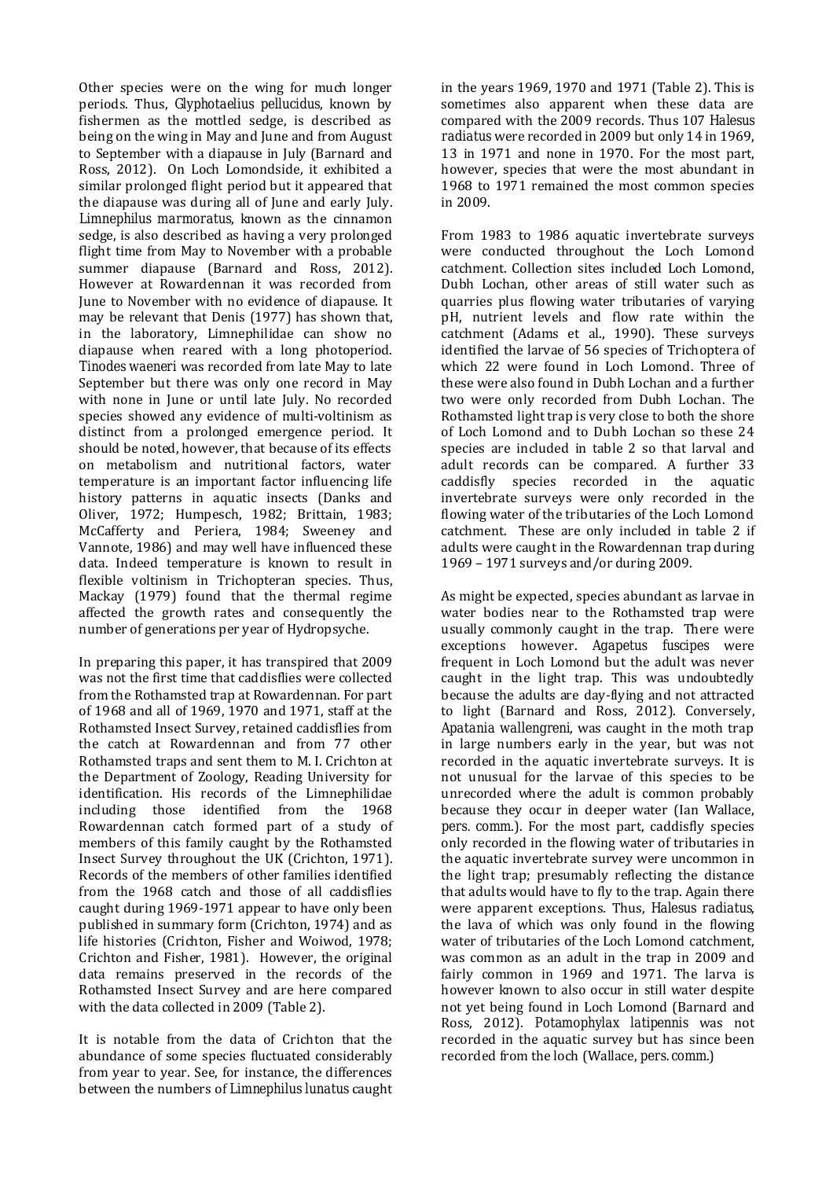Other species were on the wing for much longer periods. Thus, *Glyphotaelius pellucidus*, known by fishermen as the mottled sedge, is described as being on the wing in May and June and from August to September with a diapause in July (Barnard and Ross, 2012). On Loch Lomondside, it exhibited a similar prolonged flight period but it appeared that the diapause was during all of June and early July. *Limnephilus marmoratus*, known as the cinnamon sedge, is also described as having a very prolonged flight time from May to November with a probable summer diapause (Barnard and Ross, 2012). However at Rowardennan it was recorded from June to November with no evidence of diapause. It may be relevant that Denis (1977) has shown that, in the laboratory, Limnephilidae can show no diapause when reared with a long photoperiod. *Tinodes waeneri* was recorded from late May to late September but there was only one record in May with none in June or until late July. No recorded species showed any evidence of multi-voltinism as distinct from a prolonged emergence period. It should be noted, however, that because of its effects on metabolism and nutritional factors, water temperature is an important factor influencing life history patterns in aquatic insects (Danks and Oliver, 1972; Humpesch, 1982; Brittain, 1983; McCafferty and Periera, 1984; Sweeney and Vannote, 1986) and may well have influenced these data. Indeed temperature is known to result in flexible voltinism in Trichopteran species. Thus, Mackay (1979) found that the thermal regime affected the growth rates and consequently the number of generations per year of Hydropsyche.

In preparing this paper, it has transpired that 2009 was not the first time that caddisflies were collected from the Rothamsted trap at Rowardennan. For part of 1968 and all of 1969, 1970 and 1971, staff at the Rothamsted Insect Survey, retained caddisflies from the catch at Rowardennan and from 77 other Rothamsted traps and sent them to M. I. Crichton at the Department of Zoology, Reading University for identification. His records of the Limnephilidae including those identified from the 1968 Rowardennan catch formed part of a study of members of this family caught by the Rothamsted Insect Survey throughout the UK (Crichton, 1971). Records of the members of other families identified from the 1968 catch and those of all caddisflies caught during 1969-1971 appear to have only been published in summary form (Crichton, 1974) and as life histories (Crichton, Fisher and Woiwod, 1978; Crichton and Fisher, 1981). However, the original data remains preserved in the records of the Rothamsted Insect Survey and are here compared with the data collected in 2009 (Table 2).

It is notable from the data of Crichton that the abundance of some species fluctuated considerably from year to year. See, for instance, the differences between the numbers of *Limnephilus lunatus* caught in the years 1969, 1970 and 1971 (Table 2). This is sometimes also apparent when these data are compared with the 2009 records. Thus 107 *Halesus radiatus* were recorded in 2009 but only 14 in 1969, 13 in 1971 and none in 1970. For the most part, however, species that were the most abundant in 1968 to 1971 remained the most common species in 2009.

From 1983 to 1986 aquatic invertebrate surveys were conducted throughout the Loch Lomond catchment. Collection sites included Loch Lomond, Dubh Lochan, other areas of still water such as quarries plus flowing water tributaries of varying pH, nutrient levels and flow rate within the catchment (Adams et al., 1990). These surveys identified the larvae of 56 species of Trichoptera of which 22 were found in Loch Lomond. Three of these were also found in Dubh Lochan and a further two were only recorded from Dubh Lochan. The Rothamsted light trap is very close to both the shore of Loch Lomond and to Dubh Lochan so these 24 species are included in table 2 so that larval and adult records can be compared. A further 33 caddisfly species recorded in the aquatic invertebrate surveys were only recorded in the flowing water of the tributaries of the Loch Lomond catchment. These are only included in table 2 if adults were caught in the Rowardennan trap during 1969 – 1971 surveys and/or during 2009.

As might be expected, species abundant as larvae in water bodies near to the Rothamsted trap were usually commonly caught in the trap. There were exceptions however. *Agapetus fuscipes* were frequent in Loch Lomond but the adult was never caught in the light trap. This was undoubtedly because the adults are day-flying and not attracted to light (Barnard and Ross, 2012). Conversely, *Apatania wallengreni*, was caught in the moth trap in large numbers early in the year, but was not recorded in the aquatic invertebrate surveys. It is not unusual for the larvae of this species to be unrecorded where the adult is common probably because they occur in deeper water (Ian Wallace, *pers. comm.*). For the most part, caddisfly species only recorded in the flowing water of tributaries in the aquatic invertebrate survey were uncommon in the light trap; presumably reflecting the distance that adults would have to fly to the trap. Again there were apparent exceptions. Thus, *Halesus radiatus*, the lava of which was only found in the flowing water of tributaries of the Loch Lomond catchment, was common as an adult in the trap in 2009 and fairly common in 1969 and 1971. The larva is however known to also occur in still water despite not yet being found in Loch Lomond (Barnard and Ross, 2012). *Potamophylax latipennis* was not recorded in the aquatic survey but has since been recorded from the loch (Wallace, *pers. comm.*)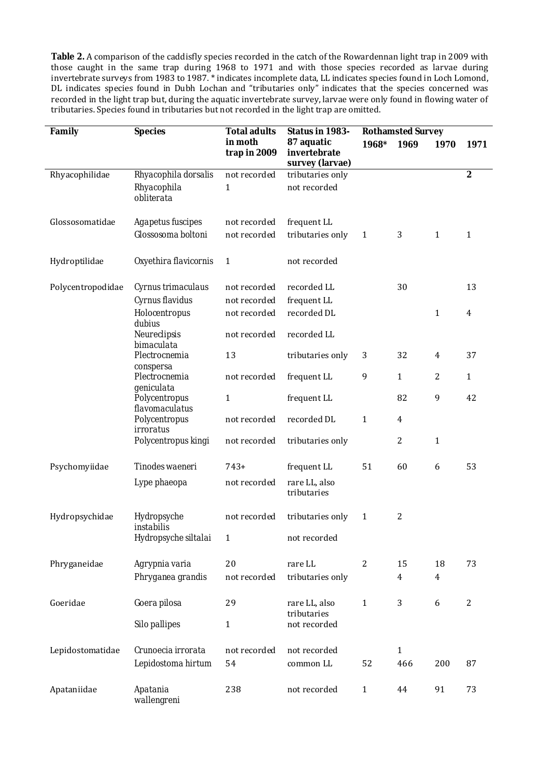**Table 2.** A comparison of the caddisfly species recorded in the catch of the Rowardennan light trap in 2009 with those caught in the same trap during 1968 to 1971 and with those species recorded as larvae during invertebrate surveys from 1983 to 1987. * indicates incomplete data, LL indicates species found in Loch Lomond, DL indicates species found in Dubh Lochan and "tributaries only" indicates that the species concerned was recorded in the light trap but, during the aquatic invertebrate survey, larvae were only found in flowing water of tributaries. Species found in tributaries but not recorded in the light trap are omitted.

| Family | Species | Total adults in moth trap in 2009 | Status in 1983-87 aquatic invertebrate survey (larvae) | Rothamsted Survey | | | |
|---|---|---|---|---|---|---|---|
| | | | | 1968* | 1969 | 1970 | 1971 |
| Rhyacophilidae | Rhyacophila dorsalis | not recorded | tributaries only | | | | **2** |
| | Rhyacophila obliterata | 1 | not recorded | | | | |
| Glossosomatidae | Agapetus fuscipes | not recorded | frequent LL | | | | |
| | Glossosoma boltoni | not recorded | tributaries only | 1 | 3 | 1 | 1 |
| Hydroptilidae | Oxyethira flavicornis | 1 | not recorded | | | | |
| Polycentropodidae | Cyrnus trimaculaus | not recorded | recorded LL | | 30 | | 13 |
| | Cyrnus flavidus | not recorded | frequent LL | | | | |
| | Holocentropus dubius | not recorded | recorded DL | | | 1 | 4 |
| | Neureclipsis bimaculata | not recorded | recorded LL | | | | |
| | Plectrocnemia conspersa | 13 | tributaries only | 3 | 32 | 4 | 37 |
| | Plectrocnemia geniculata | not recorded | frequent LL | 9 | 1 | 2 | 1 |
| | Polycentropus flavomaculatus | 1 | frequent LL | | 82 | 9 | 42 |
| | Polycentropus irroratus | not recorded | recorded DL | 1 | 4 | | |
| | Polycentropus kingi | not recorded | tributaries only | | 2 | 1 | |
| Psychomyiidae | Tinodes waeneri | 743+ | frequent LL | 51 | 60 | 6 | 53 |
| | Lype phaeopa | not recorded | rare LL, also tributaries | | | | |
| Hydropsychidae | Hydropsyche instabilis | not recorded | tributaries only | 1 | 2 | | |
| | Hydropsyche siltalai | 1 | not recorded | | | | |
| Phryganeidae | Agrypnia varia | 20 | rare LL | 2 | 15 | 18 | 73 |
| | Phryganea grandis | not recorded | tributaries only | | 4 | 4 | |
| Goeridae | Goera pilosa | 29 | rare LL, also tributaries | 1 | 3 | 6 | 2 |
| | Silo pallipes | 1 | not recorded | | | | |
| Lepidostomatidae | Crunoecia irrorata | not recorded | not recorded | | 1 | | |
| | Lepidostoma hirtum | 54 | common LL | 52 | 466 | 200 | 87 |
| Apataniidae | Apatania wallengreni | 238 | not recorded | 1 | 44 | 91 | 73 |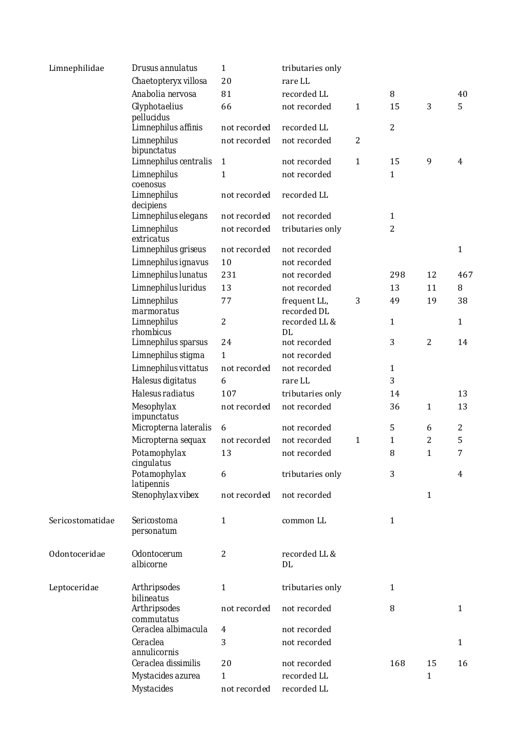| | | | | | | | |
|---|---|---|---|---|---|---|---|
| Limnephilidae | *Drusus annulatus* | 1 | tributaries only | | | | |
| | *Chaetopteryx villosa* | 20 | rare LL | | | | |
| | *Anabolia nervosa* | 81 | recorded LL | | 8 | | 40 |
| | *Glyphotaelius pellucidus* | 66 | not recorded | 1 | 15 | 3 | 5 |
| | *Limnephilus affinis* | not recorded | recorded LL | | 2 | | |
| | *Limnephilus bipunctatus* | not recorded | not recorded | 2 | | | |
| | *Limnephilus centralis* | 1 | not recorded | 1 | 15 | 9 | 4 |
| | *Limnephilus coenosus* | 1 | not recorded | | 1 | | |
| | *Limnephilus decipiens* | not recorded | recorded LL | | | | |
| | *Limnephilus elegans* | not recorded | not recorded | | 1 | | |
| | *Limnephilus extricatus* | not recorded | tributaries only | | 2 | | |
| | *Limnephilus griseus* | not recorded | not recorded | | | | 1 |
| | *Limnephilus ignavus* | 10 | not recorded | | | | |
| | *Limnephilus lunatus* | 231 | not recorded | | 298 | 12 | 467 |
| | *Limnephilus luridus* | 13 | not recorded | | 13 | 11 | 8 |
| | *Limnephilus marmoratus* | 77 | frequent LL, recorded DL | 3 | 49 | 19 | 38 |
| | *Limnephilus rhombicus* | 2 | recorded LL & DL | | 1 | | 1 |
| | *Limnephilus sparsus* | 24 | not recorded | | 3 | 2 | 14 |
| | *Limnephilus stigma* | 1 | not recorded | | | | |
| | *Limnephilus vittatus* | not recorded | not recorded | | 1 | | |
| | *Halesus digitatus* | 6 | rare LL | | 3 | | |
| | *Halesus radiatus* | 107 | tributaries only | | 14 | | 13 |
| | *Mesophylax impunctatus* | not recorded | not recorded | | 36 | 1 | 13 |
| | *Micropterna lateralis* | 6 | not recorded | | 5 | 6 | 2 |
| | *Micropterna sequax* | not recorded | not recorded | 1 | 1 | 2 | 5 |
| | *Potamophylax cingulatus* | 13 | not recorded | | 8 | 1 | 7 |
| | *Potamophylax latipennis* | 6 | tributaries only | | 3 | | 4 |
| | *Stenophylax vibex* | not recorded | not recorded | | | 1 | |
| Sericostomatidae | *Sericostoma personatum* | 1 | common LL | | 1 | | |
| Odontoceridae | *Odontocerum albicorne* | 2 | recorded LL & DL | | | | |
| Leptoceridae | *Arthripsodes bilineatus* | 1 | tributaries only | | 1 | | |
| | *Arthripsodes commutatus* | not recorded | not recorded | | 8 | | 1 |
| | *Ceraclea albimacula* | 4 | not recorded | | | | |
| | *Ceraclea annulicornis* | 3 | not recorded | | | | 1 |
| | *Ceraclea dissimilis* | 20 | not recorded | | 168 | 15 | 16 |
| | *Mystacides azurea* | 1 | recorded LL | | | 1 | |
| | *Mystacides* | not recorded | recorded LL | | | | |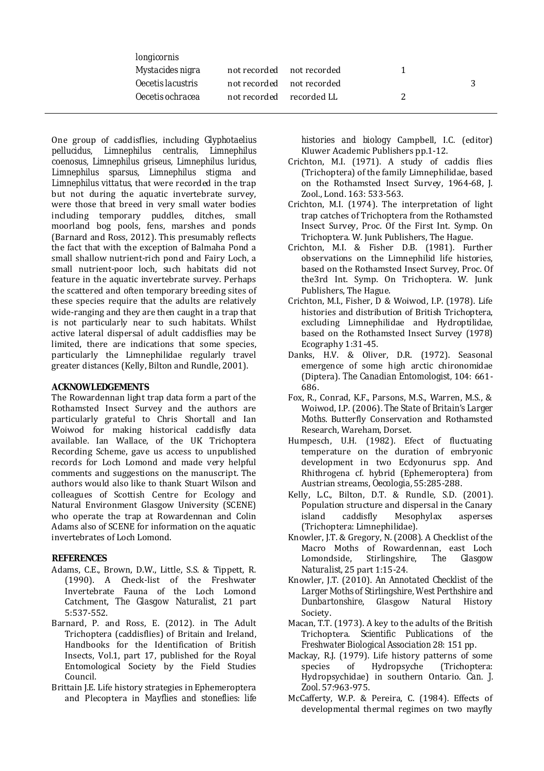| | | | | |
|---|---|---|---|---|
| *longicornis* | | | | |
| *Mystacides nigra* | not recorded | not recorded | 1 | |
| *Oecetis lacustris* | not recorded | not recorded | | 3 |
| *Oecetis ochracea* | not recorded | recorded LL | 2 | |

One group of caddisflies, including *Glyphotaelius pellucidus*, *Limnephilus centralis*, *Limnephilus coenosus*, *Limnephilus griseus*, *Limnephilus luridus*, *Limnephilus sparsus*, *Limnephilus stigma* and *Limnephilus vittatus*, that were recorded in the trap but not during the aquatic invertebrate survey, were those that breed in very small water bodies including temporary puddles, ditches, small moorland bog pools, fens, marshes and ponds (Barnard and Ross, 2012). This presumably reflects the fact that with the exception of Balmaha Pond a small shallow nutrient-rich pond and Fairy Loch, a small nutrient-poor loch, such habitats did not feature in the aquatic invertebrate survey. Perhaps the scattered and often temporary breeding sites of these species require that the adults are relatively wide-ranging and they are then caught in a trap that is not particularly near to such habitats. Whilst active lateral dispersal of adult caddisflies may be limited, there are indications that some species, particularly the Limnephilidae regularly travel greater distances (Kelly, Bilton and Rundle, 2001).

## ACKNOWLEDGEMENTS

The Rowardennan light trap data form a part of the Rothamsted Insect Survey and the authors are particularly grateful to Chris Shortall and Ian Woiwod for making historical caddisfly data available. Ian Wallace, of the UK Trichoptera Recording Scheme, gave us access to unpublished records for Loch Lomond and made very helpful comments and suggestions on the manuscript. The authors would also like to thank Stuart Wilson and colleagues of Scottish Centre for Ecology and Natural Environment Glasgow University (SCENE) who operate the trap at Rowardennan and Colin Adams also of SCENE for information on the aquatic invertebrates of Loch Lomond.

## REFERENCES

- Adams, C.E., Brown, D.W., Little, S.S. & Tippett, R. (1990). A Check-list of the Freshwater Invertebrate Fauna of the Loch Lomond Catchment, *The Glasgow Naturalist*, 21 part 5:537-552.
- Barnard, P. and Ross, E. (2012). in The Adult Trichoptera (caddisflies) of Britain and Ireland, Handbooks for the Identification of British Insects, Vol.1, part 17, published for the Royal Entomological Society by the Field Studies Council.
- Brittain J.E. Life history strategies in Ephemeroptera and Plecoptera in *Mayflies and stoneflies: life histories and biology* Campbell, I.C. (editor) Kluwer Academic Publishers pp.1-12.
- Crichton, M.I. (1971). A study of caddis flies (Trichoptera) of the family Limnephilidae, based on the Rothamsted Insect Survey, 1964-68, J. Zool., Lond. 163: 533-563.
- Crichton, M.I. (1974). The interpretation of light trap catches of Trichoptera from the Rothamsted Insect Survey, Proc. Of the First Int. Symp. On Trichoptera. W. Junk Publishers, The Hague.
- Crichton, M.I. & Fisher D.B. (1981). Further observations on the Limnephilid life histories, based on the Rothamsted Insect Survey, Proc. Of the3rd Int. Symp. On Trichoptera. W. Junk Publishers, The Hague.
- Crichton, M.I., Fisher, D & Woiwod, I.P. (1978). Life histories and distribution of British Trichoptera, excluding Limnephilidae and Hydroptilidae, based on the Rothamsted Insect Survey (1978) Ecography 1:31-45.
- Danks, H.V. & Oliver, D.R. (1972). Seasonal emergence of some high arctic chironomidae (Diptera). *The Canadian Entomologist*, 104: 661-686.
- Fox, R., Conrad, K.F., Parsons, M.S., Warren, M.S., & Woiwod, I.P. (2006). *The State of Britain's Larger Moths*. Butterfly Conservation and Rothamsted Research, Wareham, Dorset.
- Humpesch, U.H. (1982). Efect of fluctuating temperature on the duration of embryonic development in two Ecdyonurus spp. And Rhithrogena cf. hybrid (Ephemeroptera) from Austrian streams, *Oecologia*, 55:285-288.
- Kelly, L.C., Bilton, D.T. & Rundle, S.D. (2001). Population structure and dispersal in the Canary island caddisfly Mesophylax asperses (Trichoptera: Limnephilidae).
- Knowler, J.T. & Gregory, N. (2008). A Checklist of the Macro Moths of Rowardennan, east Loch Lomondside, Stirlingshire, *The Glasgow Naturalist*, 25 part 1:15-24.
- Knowler, J.T. (2010). *An Annotated Checklist of the Larger Moths of Stirlingshire, West Perthshire and Dunbartonshire*, Glasgow Natural History Society.
- Macan, T.T. (1973). A key to the adults of the British Trichoptera. *Scientific Publications of the Freshwater Biological Association* 28: 151 pp.
- Mackay, R.J. (1979). Life history patterns of some species of Hydropsyche (Trichoptera: Hydropsychidae) in southern Ontario. *Can. J. Zool.* 57:963-975.
- McCafferty, W.P. & Pereira, C. (1984). Effects of developmental thermal regimes on two mayfly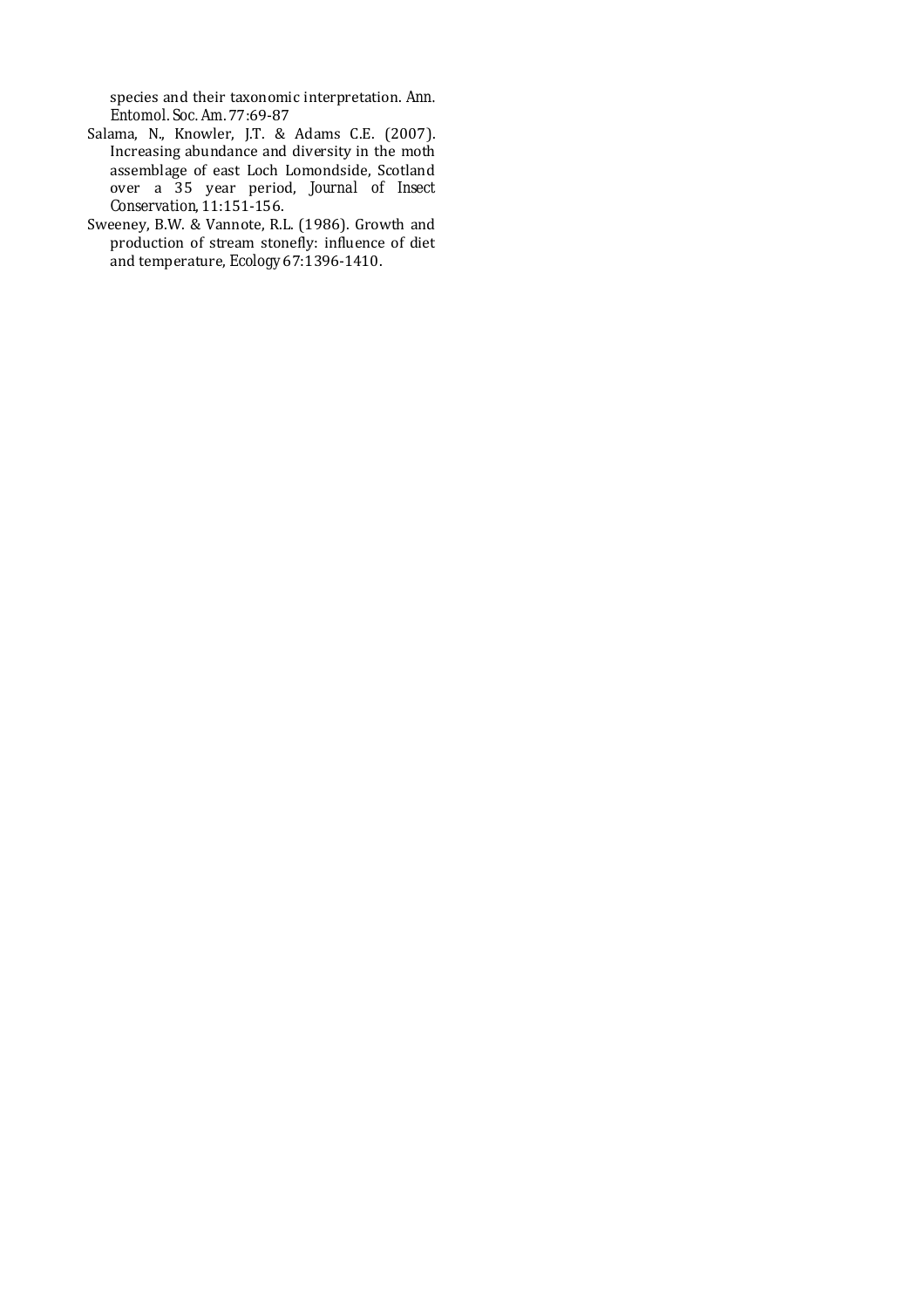species and their taxonomic interpretation. *Ann. Entomol. Soc. Am.* 77:69-87

Salama, N., Knowler, J.T. & Adams C.E. (2007). Increasing abundance and diversity in the moth assemblage of east Loch Lomondside, Scotland over a 35 year period, *Journal of Insect Conservation*, 11:151-156.

Sweeney, B.W. & Vannote, R.L. (1986). Growth and production of stream stonefly: influence of diet and temperature, *Ecology* 67:1396-1410.